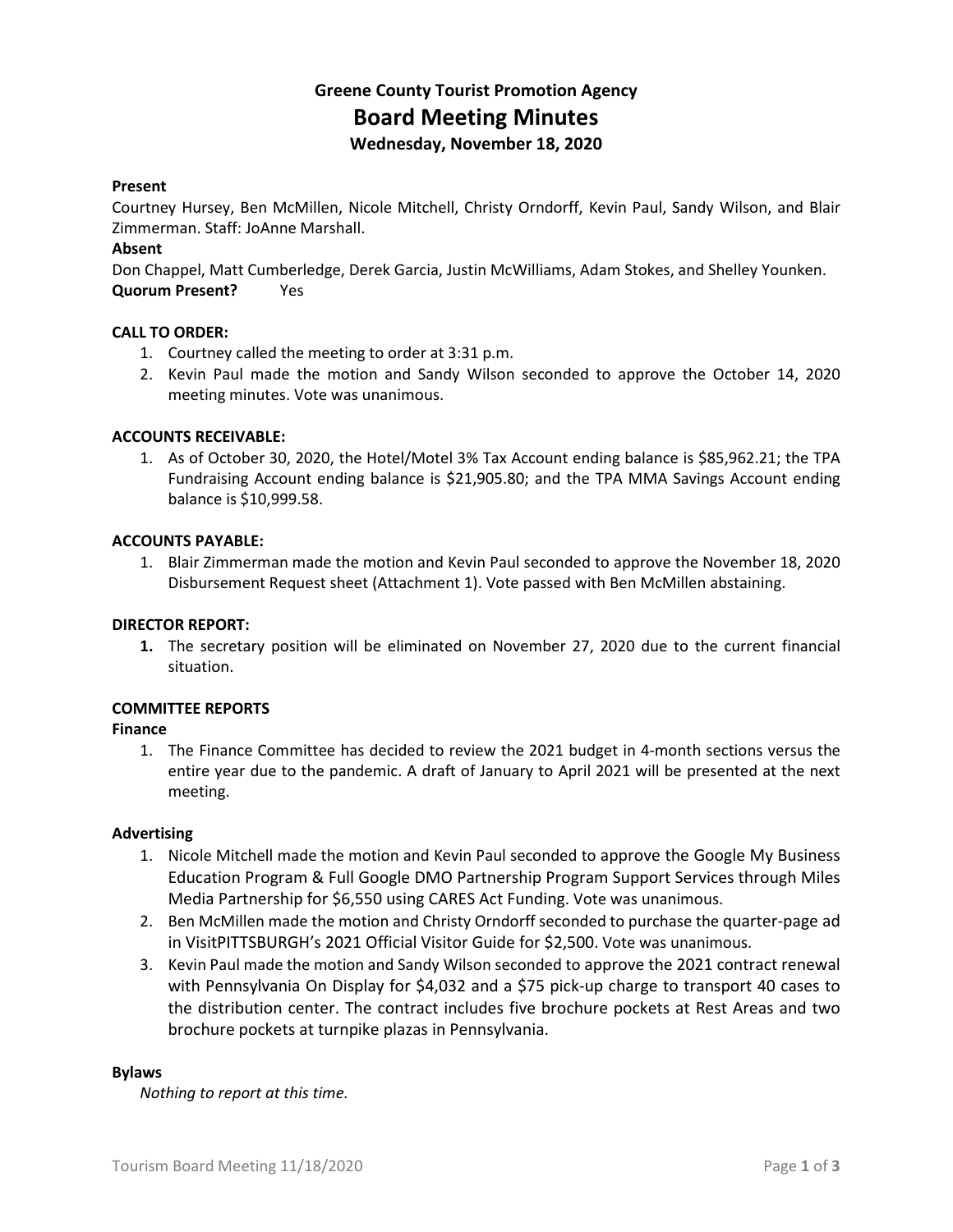# Greene County Tourist Promotion Agency

# Board Meeting Minutes

### Wednesday, November 18, 2020

**Present**

Courtney Hursey, Ben McMillen, Nicole Mitchell, Christy Orndorff, Kevin Paul, Sandy Wilson, and Blair Zimmerman. Staff: JoAnne Marshall.

**Absent**

Don Chappel, Matt Cumberledge, Derek Garcia, Justin McWilliams, Adam Stokes, and Shelley Younken.

**Quorum Present?** Yes

**CALL TO ORDER:**

1. Courtney called the meeting to order at 3:31 p.m.
2. Kevin Paul made the motion and Sandy Wilson seconded to approve the October 14, 2020 meeting minutes. Vote was unanimous.

**ACCOUNTS RECEIVABLE:**

1. As of October 30, 2020, the Hotel/Motel 3% Tax Account ending balance is $85,962.21; the TPA Fundraising Account ending balance is $21,905.80; and the TPA MMA Savings Account ending balance is $10,999.58.

**ACCOUNTS PAYABLE:**

1. Blair Zimmerman made the motion and Kevin Paul seconded to approve the November 18, 2020 Disbursement Request sheet (Attachment 1). Vote passed with Ben McMillen abstaining.

**DIRECTOR REPORT:**

1. The secretary position will be eliminated on November 27, 2020 due to the current financial situation.

**COMMITTEE REPORTS**

**Finance**

1. The Finance Committee has decided to review the 2021 budget in 4-month sections versus the entire year due to the pandemic. A draft of January to April 2021 will be presented at the next meeting.

**Advertising**

1. Nicole Mitchell made the motion and Kevin Paul seconded to approve the Google My Business Education Program & Full Google DMO Partnership Program Support Services through Miles Media Partnership for $6,550 using CARES Act Funding. Vote was unanimous.
2. Ben McMillen made the motion and Christy Orndorff seconded to purchase the quarter-page ad in VisitPITTSBURGH's 2021 Official Visitor Guide for $2,500. Vote was unanimous.
3. Kevin Paul made the motion and Sandy Wilson seconded to approve the 2021 contract renewal with Pennsylvania On Display for $4,032 and a $75 pick-up charge to transport 40 cases to the distribution center. The contract includes five brochure pockets at Rest Areas and two brochure pockets at turnpike plazas in Pennsylvania.

**Bylaws**

*Nothing to report at this time.*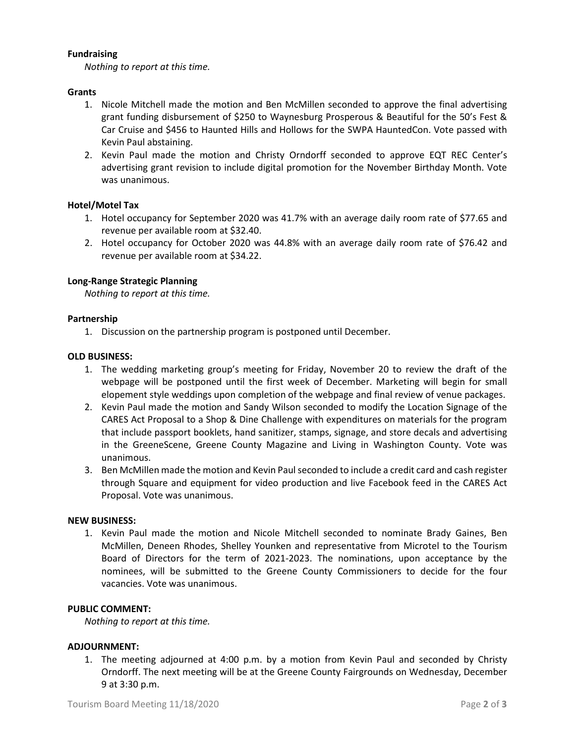**Fundraising**

*Nothing to report at this time.*

**Grants**

1. Nicole Mitchell made the motion and Ben McMillen seconded to approve the final advertising grant funding disbursement of $250 to Waynesburg Prosperous & Beautiful for the 50's Fest & Car Cruise and $456 to Haunted Hills and Hollows for the SWPA HauntedCon. Vote passed with Kevin Paul abstaining.
2. Kevin Paul made the motion and Christy Orndorff seconded to approve EQT REC Center's advertising grant revision to include digital promotion for the November Birthday Month. Vote was unanimous.

**Hotel/Motel Tax**

1. Hotel occupancy for September 2020 was 41.7% with an average daily room rate of $77.65 and revenue per available room at $32.40.
2. Hotel occupancy for October 2020 was 44.8% with an average daily room rate of $76.42 and revenue per available room at $34.22.

**Long-Range Strategic Planning**

*Nothing to report at this time.*

**Partnership**

1. Discussion on the partnership program is postponed until December.

**OLD BUSINESS:**

1. The wedding marketing group's meeting for Friday, November 20 to review the draft of the webpage will be postponed until the first week of December. Marketing will begin for small elopement style weddings upon completion of the webpage and final review of venue packages.
2. Kevin Paul made the motion and Sandy Wilson seconded to modify the Location Signage of the CARES Act Proposal to a Shop & Dine Challenge with expenditures on materials for the program that include passport booklets, hand sanitizer, stamps, signage, and store decals and advertising in the GreeneScene, Greene County Magazine and Living in Washington County. Vote was unanimous.
3. Ben McMillen made the motion and Kevin Paul seconded to include a credit card and cash register through Square and equipment for video production and live Facebook feed in the CARES Act Proposal. Vote was unanimous.

**NEW BUSINESS:**

1. Kevin Paul made the motion and Nicole Mitchell seconded to nominate Brady Gaines, Ben McMillen, Deneen Rhodes, Shelley Younken and representative from Microtel to the Tourism Board of Directors for the term of 2021-2023. The nominations, upon acceptance by the nominees, will be submitted to the Greene County Commissioners to decide for the four vacancies. Vote was unanimous.

**PUBLIC COMMENT:**

*Nothing to report at this time.*

**ADJOURNMENT:**

1. The meeting adjourned at 4:00 p.m. by a motion from Kevin Paul and seconded by Christy Orndorff. The next meeting will be at the Greene County Fairgrounds on Wednesday, December 9 at 3:30 p.m.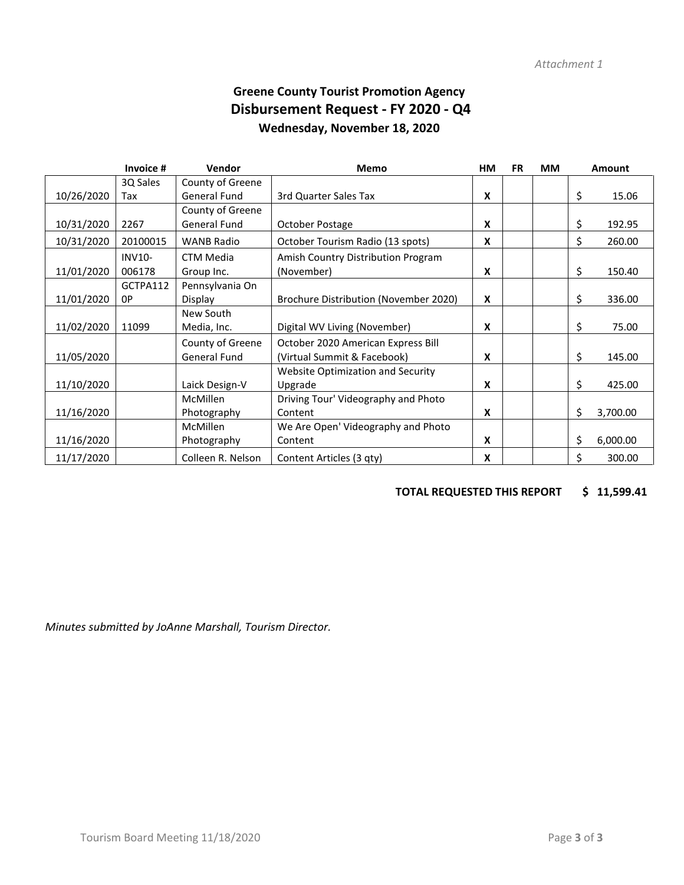*Attachment 1*

## Greene County Tourist Promotion Agency
## Disbursement Request - FY 2020 - Q4
### Wednesday, November 18, 2020

| | Invoice # | Vendor | Memo | HM | FR | MM | Amount |
|---|---|---|---|---|---|---|---|
| 10/26/2020 | 3Q Sales Tax | County of Greene General Fund | 3rd Quarter Sales Tax | X | | | $ 15.06 |
| 10/31/2020 | 2267 | County of Greene General Fund | October Postage | X | | | $ 192.95 |
| 10/31/2020 | 20100015 | WANB Radio | October Tourism Radio (13 spots) | X | | | $ 260.00 |
| 11/01/2020 | INV10-006178 | CTM Media Group Inc. | Amish Country Distribution Program (November) | X | | | $ 150.40 |
| 11/01/2020 | GCTPA1120P | Pennsylvania On Display | Brochure Distribution (November 2020) | X | | | $ 336.00 |
| 11/02/2020 | 11099 | New South Media, Inc. | Digital WV Living (November) | X | | | $ 75.00 |
| 11/05/2020 | | County of Greene General Fund | October 2020 American Express Bill (Virtual Summit & Facebook) | X | | | $ 145.00 |
| 11/10/2020 | | Laick Design-V | Website Optimization and Security Upgrade | X | | | $ 425.00 |
| 11/16/2020 | | McMillen Photography | Driving Tour' Videography and Photo Content | X | | | $ 3,700.00 |
| 11/16/2020 | | McMillen Photography | We Are Open' Videography and Photo Content | X | | | $ 6,000.00 |
| 11/17/2020 | | Colleen R. Nelson | Content Articles (3 qty) | X | | | $ 300.00 |

**TOTAL REQUESTED THIS REPORT $ 11,599.41**

*Minutes submitted by JoAnne Marshall, Tourism Director.*